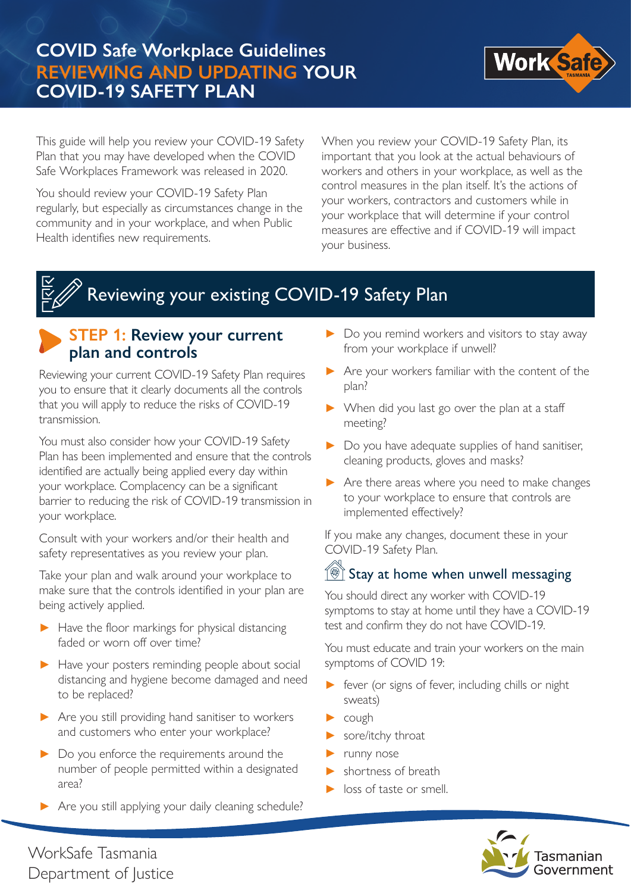# COVID Safe Workplace Guidelines REVIEWING AND UPDATING YOUR COVID-19 SAFETY PLAN

This guide will help you review your COVID-19 Safety Plan that you may have developed when the COVID Safe Workplaces Framework was released in 2020.

You should review your COVID-19 Safety Plan regularly, but especially as circumstances change in the community and in your workplace, and when Public Health identifies new requirements.

When you review your COVID-19 Safety Plan, its important that you look at the actual behaviours of workers and others in your workplace, as well as the control measures in the plan itself. It's the actions of your workers, contractors and customers while in your workplace that will determine if your control measures are effective and if COVID-19 will impact your business.

## Reviewing your existing COVID-19 Safety Plan

### STEP 1: Review your current plan and controls

Reviewing your current COVID-19 Safety Plan requires you to ensure that it clearly documents all the controls that you will apply to reduce the risks of COVID-19 transmission.

You must also consider how your COVID-19 Safety Plan has been implemented and ensure that the controls identified are actually being applied every day within your workplace. Complacency can be a significant barrier to reducing the risk of COVID-19 transmission in your workplace.

Consult with your workers and/or their health and safety representatives as you review your plan.

Take your plan and walk around your workplace to make sure that the controls identified in your plan are being actively applied.

- Have the floor markings for physical distancing faded or worn off over time?
- Have your posters reminding people about social distancing and hygiene become damaged and need to be replaced?
- Are you still providing hand sanitiser to workers and customers who enter your workplace?
- Do you enforce the requirements around the number of people permitted within a designated area?
- Are you still applying your daily cleaning schedule?
- Do you remind workers and visitors to stay away from your workplace if unwell?
- Are your workers familiar with the content of the plan?
- When did you last go over the plan at a staff meeting?
- Do you have adequate supplies of hand sanitiser, cleaning products, gloves and masks?
- Are there areas where you need to make changes to your workplace to ensure that controls are implemented effectively?

If you make any changes, document these in your COVID-19 Safety Plan.

### Stay at home when unwell messaging

You should direct any worker with COVID-19 symptoms to stay at home until they have a COVID-19 test and confirm they do not have COVID-19.

You must educate and train your workers on the main symptoms of COVID 19:

- fever (or signs of fever, including chills or night sweats)
- cough
- sore/itchy throat
- runny nose
- shortness of breath
- loss of taste or smell.

WorkSafe Tasmania
Department of Justice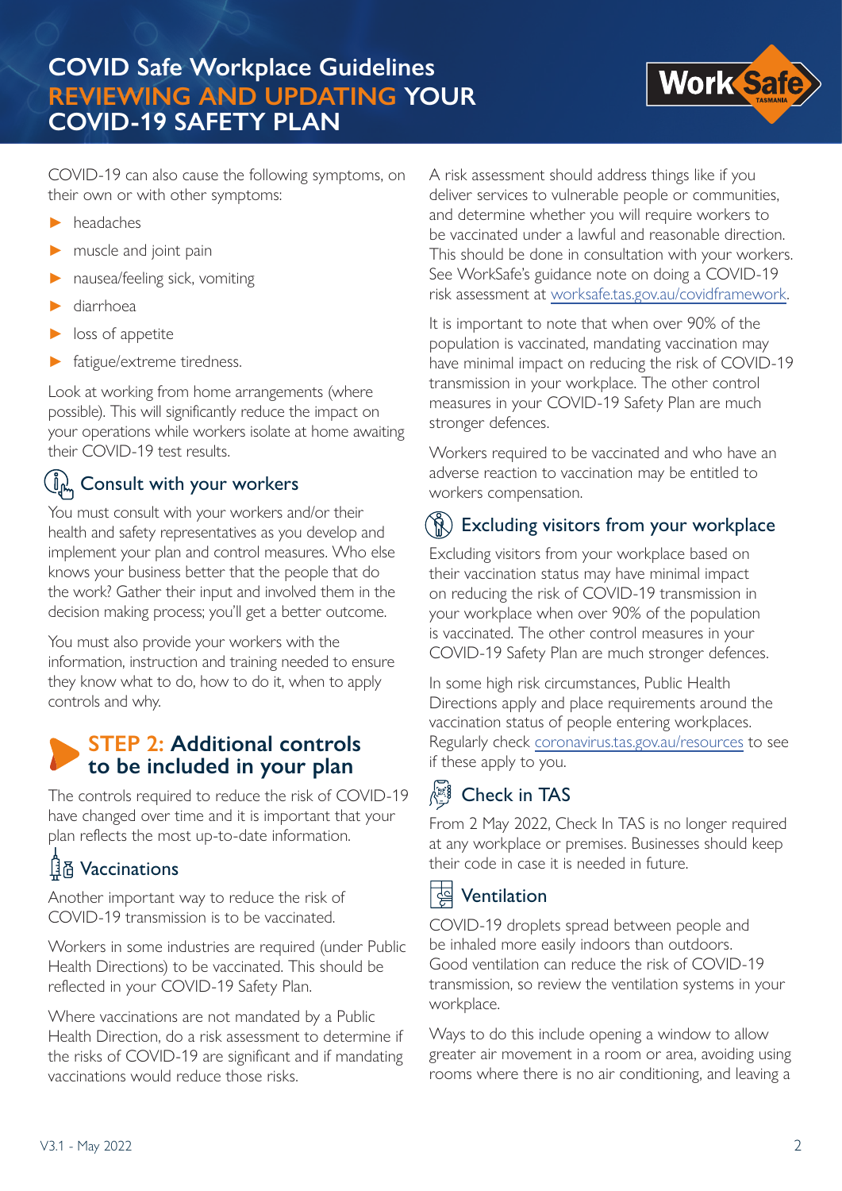COVID-19 can also cause the following symptoms, on their own or with other symptoms:

- headaches
- muscle and joint pain
- nausea/feeling sick, vomiting
- diarrhoea
- loss of appetite
- fatigue/extreme tiredness.

Look at working from home arrangements (where possible). This will significantly reduce the impact on your operations while workers isolate at home awaiting their COVID-19 test results.

### Consult with your workers

You must consult with your workers and/or their health and safety representatives as you develop and implement your plan and control measures. Who else knows your business better that the people that do the work? Gather their input and involved them in the decision making process; you'll get a better outcome.

You must also provide your workers with the information, instruction and training needed to ensure they know what to do, how to do it, when to apply controls and why.

## STEP 2: Additional controls to be included in your plan

The controls required to reduce the risk of COVID-19 have changed over time and it is important that your plan reflects the most up-to-date information.

### Vaccinations

Another important way to reduce the risk of COVID-19 transmission is to be vaccinated.

Workers in some industries are required (under Public Health Directions) to be vaccinated. This should be reflected in your COVID-19 Safety Plan.

Where vaccinations are not mandated by a Public Health Direction, do a risk assessment to determine if the risks of COVID-19 are significant and if mandating vaccinations would reduce those risks.

A risk assessment should address things like if you deliver services to vulnerable people or communities, and determine whether you will require workers to be vaccinated under a lawful and reasonable direction. This should be done in consultation with your workers. See WorkSafe's guidance note on doing a COVID-19 risk assessment at worksafe.tas.gov.au/covidframework.

It is important to note that when over 90% of the population is vaccinated, mandating vaccination may have minimal impact on reducing the risk of COVID-19 transmission in your workplace. The other control measures in your COVID-19 Safety Plan are much stronger defences.

Workers required to be vaccinated and who have an adverse reaction to vaccination may be entitled to workers compensation.

### Excluding visitors from your workplace

Excluding visitors from your workplace based on their vaccination status may have minimal impact on reducing the risk of COVID-19 transmission in your workplace when over 90% of the population is vaccinated. The other control measures in your COVID-19 Safety Plan are much stronger defences.

In some high risk circumstances, Public Health Directions apply and place requirements around the vaccination status of people entering workplaces. Regularly check coronavirus.tas.gov.au/resources to see if these apply to you.

### Check in TAS

From 2 May 2022, Check In TAS is no longer required at any workplace or premises. Businesses should keep their code in case it is needed in future.

### Ventilation

COVID-19 droplets spread between people and be inhaled more easily indoors than outdoors. Good ventilation can reduce the risk of COVID-19 transmission, so review the ventilation systems in your workplace.

Ways to do this include opening a window to allow greater air movement in a room or area, avoiding using rooms where there is no air conditioning, and leaving a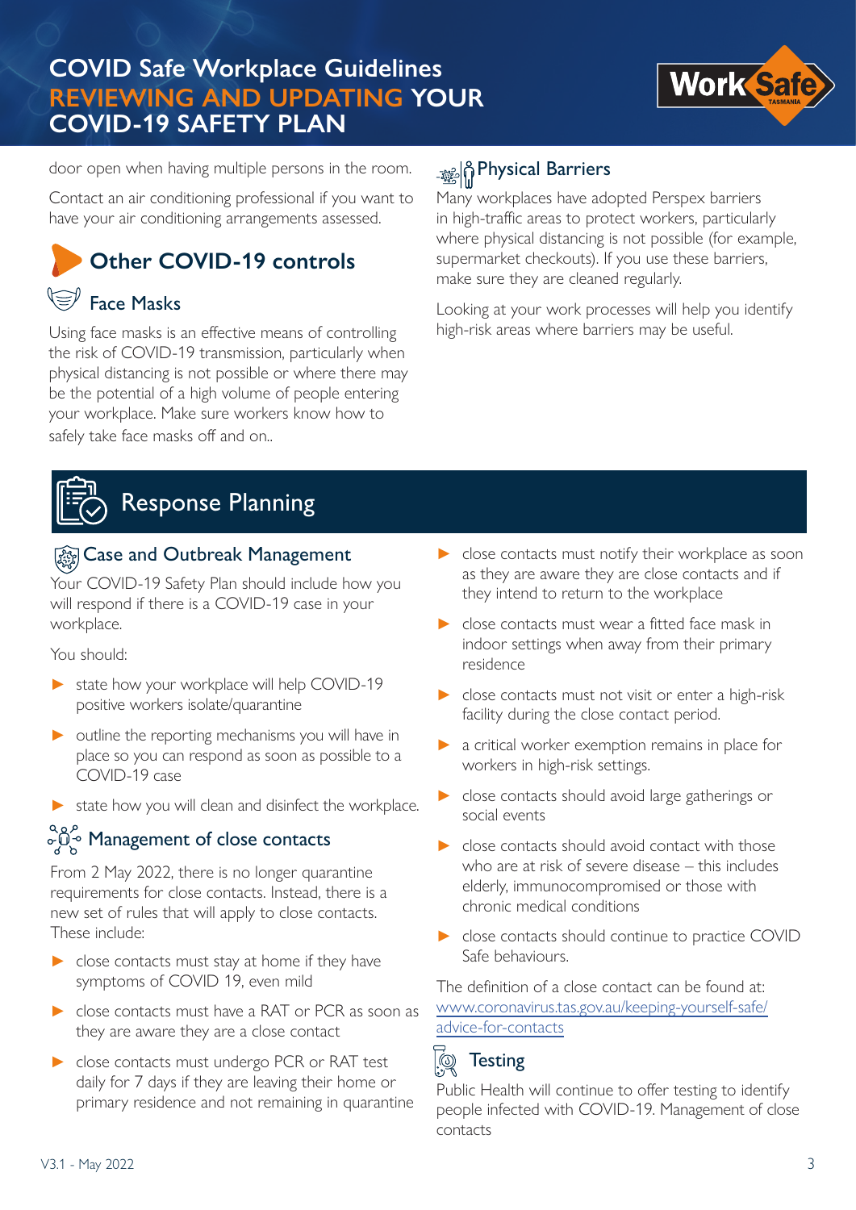door open when having multiple persons in the room.

Contact an air conditioning professional if you want to have your air conditioning arrangements assessed.

## Other COVID-19 controls

### Face Masks

Using face masks is an effective means of controlling the risk of COVID-19 transmission, particularly when physical distancing is not possible or where there may be the potential of a high volume of people entering your workplace. Make sure workers know how to safely take face masks off and on..

### Physical Barriers

Many workplaces have adopted Perspex barriers in high-traffic areas to protect workers, particularly where physical distancing is not possible (for example, supermarket checkouts). If you use these barriers, make sure they are cleaned regularly.

Looking at your work processes will help you identify high-risk areas where barriers may be useful.

## Response Planning

### Case and Outbreak Management

Your COVID-19 Safety Plan should include how you will respond if there is a COVID-19 case in your workplace.

You should:

- state how your workplace will help COVID-19 positive workers isolate/quarantine
- outline the reporting mechanisms you will have in place so you can respond as soon as possible to a COVID-19 case
- state how you will clean and disinfect the workplace.

### Management of close contacts

From 2 May 2022, there is no longer quarantine requirements for close contacts. Instead, there is a new set of rules that will apply to close contacts. These include:

- close contacts must stay at home if they have symptoms of COVID 19, even mild
- close contacts must have a RAT or PCR as soon as they are aware they are a close contact
- close contacts must undergo PCR or RAT test daily for 7 days if they are leaving their home or primary residence and not remaining in quarantine
- close contacts must notify their workplace as soon as they are aware they are close contacts and if they intend to return to the workplace
- close contacts must wear a fitted face mask in indoor settings when away from their primary residence
- close contacts must not visit or enter a high-risk facility during the close contact period.
- a critical worker exemption remains in place for workers in high-risk settings.
- close contacts should avoid large gatherings or social events
- close contacts should avoid contact with those who are at risk of severe disease – this includes elderly, immunocompromised or those with chronic medical conditions
- close contacts should continue to practice COVID Safe behaviours.

The definition of a close contact can be found at: [www.coronavirus.tas.gov.au/keeping-yourself-safe/advice-for-contacts](www.coronavirus.tas.gov.au/keeping-yourself-safe/advice-for-contacts)

### Testing

Public Health will continue to offer testing to identify people infected with COVID-19. Management of close contacts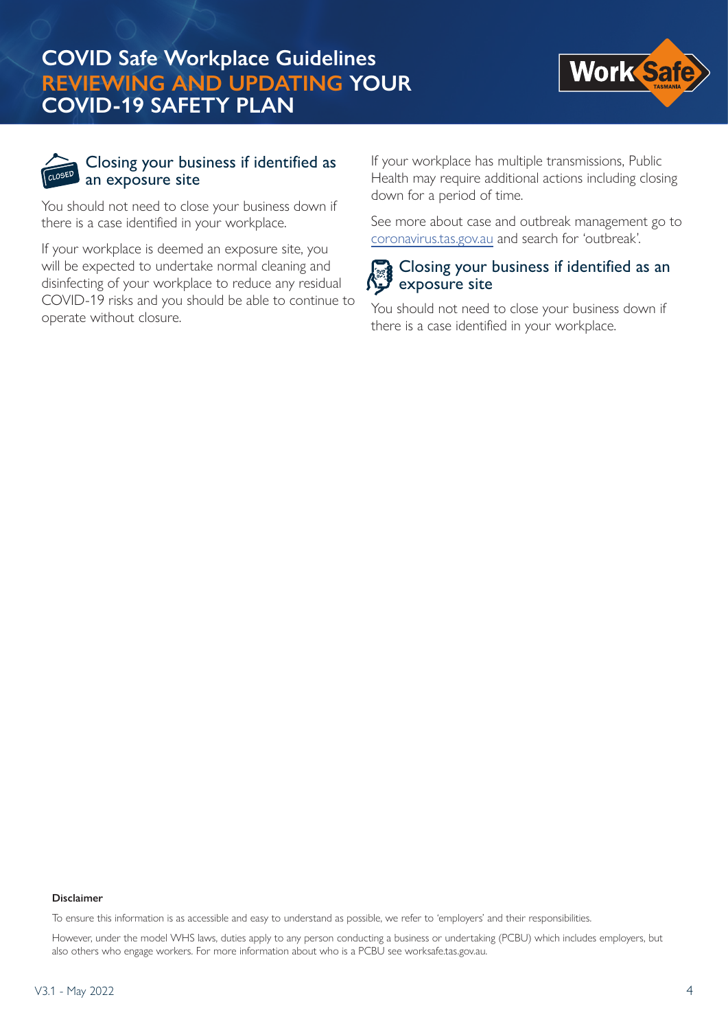# COVID Safe Workplace Guidelines REVIEWING AND UPDATING YOUR COVID-19 SAFETY PLAN

## Closing your business if identified as an exposure site

You should not need to close your business down if there is a case identified in your workplace.

If your workplace is deemed an exposure site, you will be expected to undertake normal cleaning and disinfecting of your workplace to reduce any residual COVID-19 risks and you should be able to continue to operate without closure.

If your workplace has multiple transmissions, Public Health may require additional actions including closing down for a period of time.

See more about case and outbreak management go to coronavirus.tas.gov.au and search for 'outbreak'.

## Closing your business if identified as an exposure site

You should not need to close your business down if there is a case identified in your workplace.

**Disclaimer**

To ensure this information is as accessible and easy to understand as possible, we refer to 'employers' and their responsibilities.

However, under the model WHS laws, duties apply to any person conducting a business or undertaking (PCBU) which includes employers, but also others who engage workers. For more information about who is a PCBU see worksafe.tas.gov.au.

V3.1 - May 2022